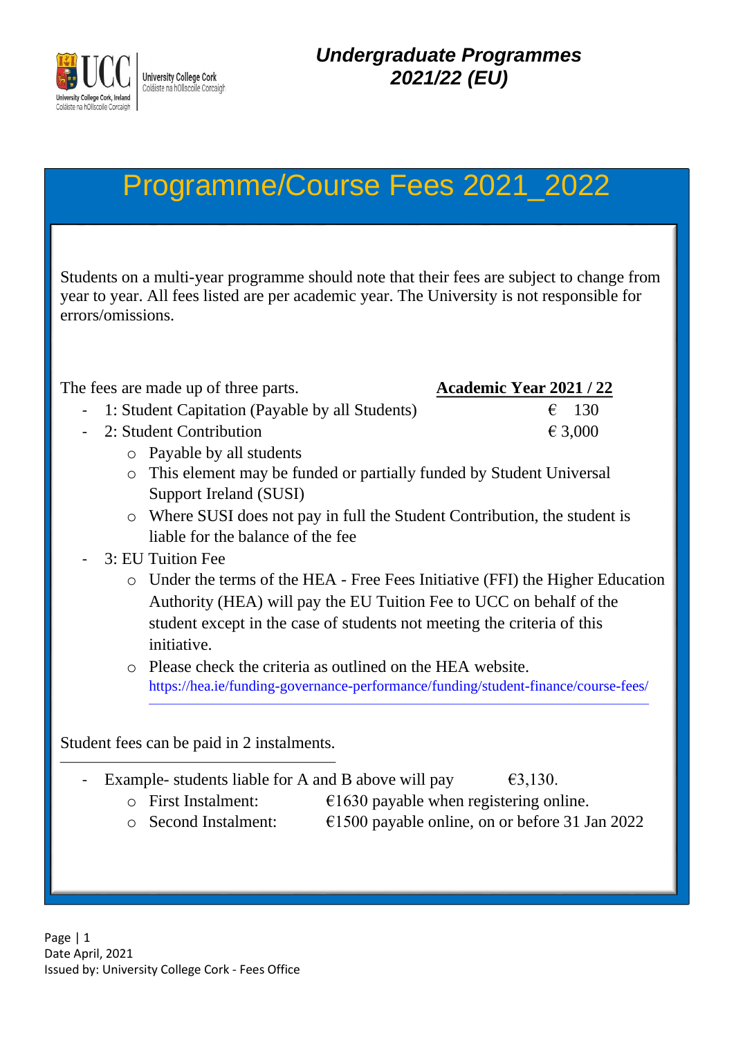University College Cork, Ireland
Coláiste na hOllscoile Corcaigh

**_Undergraduate Programmes 2021/22 (EU)_**

# Programme/Course Fees 2021_2022

Students on a multi-year programme should note that their fees are subject to change from year to year. All fees listed are per academic year. The University is not responsible for errors/omissions.

| The fees are made up of three parts. | **<u>Academic Year 2021 / 22</u>** |
|---|---|
| - 1: Student Capitation (Payable by all Students) | € 130 |
| - 2: Student Contribution | € 3,000 |

- Payable by all students
- This element may be funded or partially funded by Student Universal Support Ireland (SUSI)
- Where SUSI does not pay in full the Student Contribution, the student is liable for the balance of the fee

- 3: EU Tuition Fee
  - Under the terms of the HEA - Free Fees Initiative (FFI) the Higher Education Authority (HEA) will pay the EU Tuition Fee to UCC on behalf of the student except in the case of students not meeting the criteria of this initiative.
  - Please check the criteria as outlined on the HEA website. https://hea.ie/funding-governance-performance/funding/student-finance/course-fees/

Student fees can be paid in 2 instalments.

- Example- students liable for A and B above will pay €3,130.
  - First Instalment: €1630 payable when registering online.
  - Second Instalment: €1500 payable online, on or before 31 Jan 2022

Date April, 2021
Issued by: University College Cork - Fees Office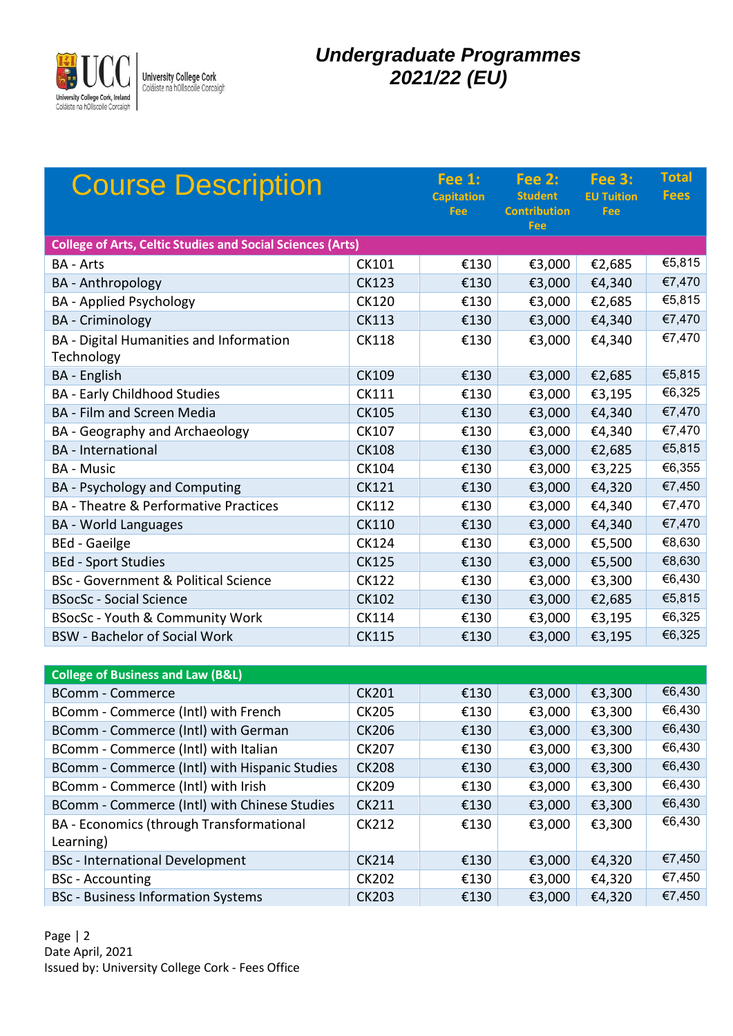# Undergraduate Programmes 2021/22 (EU)

| Course Description | | Fee 1: Capitation Fee | Fee 2: Student Contribution Fee | Fee 3: EU Tuition Fee | Total Fees |
|---|---|---|---|---|---|
| **College of Arts, Celtic Studies and Social Sciences (Arts)** | | | | | |
| BA - Arts | CK101 | €130 | €3,000 | €2,685 | €5,815 |
| BA - Anthropology | CK123 | €130 | €3,000 | €4,340 | €7,470 |
| BA - Applied Psychology | CK120 | €130 | €3,000 | €2,685 | €5,815 |
| BA - Criminology | CK113 | €130 | €3,000 | €4,340 | €7,470 |
| BA - Digital Humanities and Information Technology | CK118 | €130 | €3,000 | €4,340 | €7,470 |
| BA - English | CK109 | €130 | €3,000 | €2,685 | €5,815 |
| BA - Early Childhood Studies | CK111 | €130 | €3,000 | €3,195 | €6,325 |
| BA - Film and Screen Media | CK105 | €130 | €3,000 | €4,340 | €7,470 |
| BA - Geography and Archaeology | CK107 | €130 | €3,000 | €4,340 | €7,470 |
| BA - International | CK108 | €130 | €3,000 | €2,685 | €5,815 |
| BA - Music | CK104 | €130 | €3,000 | €3,225 | €6,355 |
| BA - Psychology and Computing | CK121 | €130 | €3,000 | €4,320 | €7,450 |
| BA - Theatre & Performative Practices | CK112 | €130 | €3,000 | €4,340 | €7,470 |
| BA - World Languages | CK110 | €130 | €3,000 | €4,340 | €7,470 |
| BEd - Gaeilge | CK124 | €130 | €3,000 | €5,500 | €8,630 |
| BEd - Sport Studies | CK125 | €130 | €3,000 | €5,500 | €8,630 |
| BSc - Government & Political Science | CK122 | €130 | €3,000 | €3,300 | €6,430 |
| BSocSc - Social Science | CK102 | €130 | €3,000 | €2,685 | €5,815 |
| BSocSc - Youth & Community Work | CK114 | €130 | €3,000 | €3,195 | €6,325 |
| BSW - Bachelor of Social Work | CK115 | €130 | €3,000 | €3,195 | €6,325 |
| **College of Business and Law (B&L)** | | | | | |
| BComm - Commerce | CK201 | €130 | €3,000 | €3,300 | €6,430 |
| BComm - Commerce (Intl) with French | CK205 | €130 | €3,000 | €3,300 | €6,430 |
| BComm - Commerce (Intl) with German | CK206 | €130 | €3,000 | €3,300 | €6,430 |
| BComm - Commerce (Intl) with Italian | CK207 | €130 | €3,000 | €3,300 | €6,430 |
| BComm - Commerce (Intl) with Hispanic Studies | CK208 | €130 | €3,000 | €3,300 | €6,430 |
| BComm - Commerce (Intl) with Irish | CK209 | €130 | €3,000 | €3,300 | €6,430 |
| BComm - Commerce (Intl) with Chinese Studies | CK211 | €130 | €3,000 | €3,300 | €6,430 |
| BA - Economics (through Transformational Learning) | CK212 | €130 | €3,000 | €3,300 | €6,430 |
| BSc - International Development | CK214 | €130 | €3,000 | €4,320 | €7,450 |
| BSc - Accounting | CK202 | €130 | €3,000 | €4,320 | €7,450 |
| BSc - Business Information Systems | CK203 | €130 | €3,000 | €4,320 | €7,450 |

Page | 2
Date April, 2021
Issued by: University College Cork - Fees Office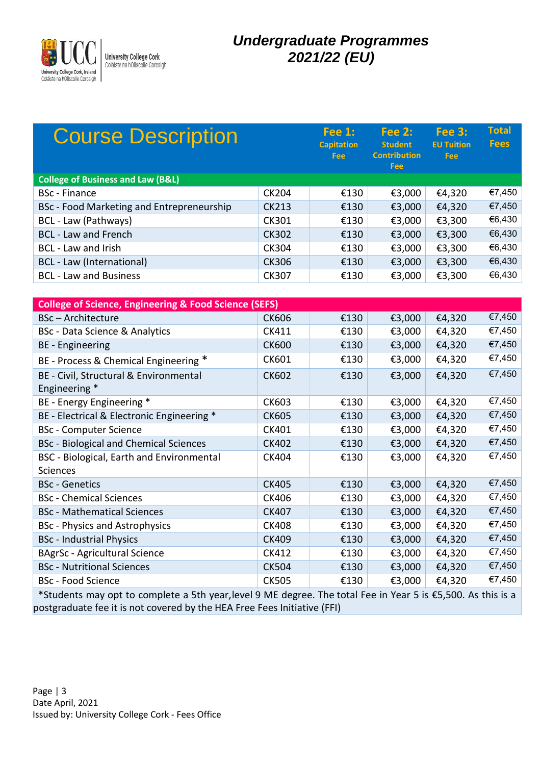# Undergraduate Programmes 2021/22 (EU)

| Course Description | | Fee 1: Capitation Fee | Fee 2: Student Contribution Fee | Fee 3: EU Tuition Fee | Total Fees |
|---|---|---|---|---|---|
| **College of Business and Law (B&L)** | | | | | |
| BSc - Finance | CK204 | €130 | €3,000 | €4,320 | €7,450 |
| BSc - Food Marketing and Entrepreneurship | CK213 | €130 | €3,000 | €4,320 | €7,450 |
| BCL - Law (Pathways) | CK301 | €130 | €3,000 | €3,300 | €6,430 |
| BCL - Law and French | CK302 | €130 | €3,000 | €3,300 | €6,430 |
| BCL - Law and Irish | CK304 | €130 | €3,000 | €3,300 | €6,430 |
| BCL - Law (International) | CK306 | €130 | €3,000 | €3,300 | €6,430 |
| BCL - Law and Business | CK307 | €130 | €3,000 | €3,300 | €6,430 |

| College of Science, Engineering & Food Science (SEFS) | | | | | |
|---|---|---|---|---|---|
| BSc – Architecture | CK606 | €130 | €3,000 | €4,320 | €7,450 |
| BSc - Data Science & Analytics | CK411 | €130 | €3,000 | €4,320 | €7,450 |
| BE - Engineering | CK600 | €130 | €3,000 | €4,320 | €7,450 |
| BE - Process & Chemical Engineering * | CK601 | €130 | €3,000 | €4,320 | €7,450 |
| BE - Civil, Structural & Environmental Engineering * | CK602 | €130 | €3,000 | €4,320 | €7,450 |
| BE - Energy Engineering * | CK603 | €130 | €3,000 | €4,320 | €7,450 |
| BE - Electrical & Electronic Engineering * | CK605 | €130 | €3,000 | €4,320 | €7,450 |
| BSc - Computer Science | CK401 | €130 | €3,000 | €4,320 | €7,450 |
| BSc - Biological and Chemical Sciences | CK402 | €130 | €3,000 | €4,320 | €7,450 |
| BSC - Biological, Earth and Environmental Sciences | CK404 | €130 | €3,000 | €4,320 | €7,450 |
| BSc - Genetics | CK405 | €130 | €3,000 | €4,320 | €7,450 |
| BSc - Chemical Sciences | CK406 | €130 | €3,000 | €4,320 | €7,450 |
| BSc - Mathematical Sciences | CK407 | €130 | €3,000 | €4,320 | €7,450 |
| BSc - Physics and Astrophysics | CK408 | €130 | €3,000 | €4,320 | €7,450 |
| BSc - Industrial Physics | CK409 | €130 | €3,000 | €4,320 | €7,450 |
| BAgrSc - Agricultural Science | CK412 | €130 | €3,000 | €4,320 | €7,450 |
| BSc - Nutritional Sciences | CK504 | €130 | €3,000 | €4,320 | €7,450 |
| BSc - Food Science | CK505 | €130 | €3,000 | €4,320 | €7,450 |

*Students may opt to complete a 5th year,level 9 ME degree. The total Fee in Year 5 is €5,500. As this is a postgraduate fee it is not covered by the HEA Free Fees Initiative (FFI)

Date April, 2021
Issued by: University College Cork - Fees Office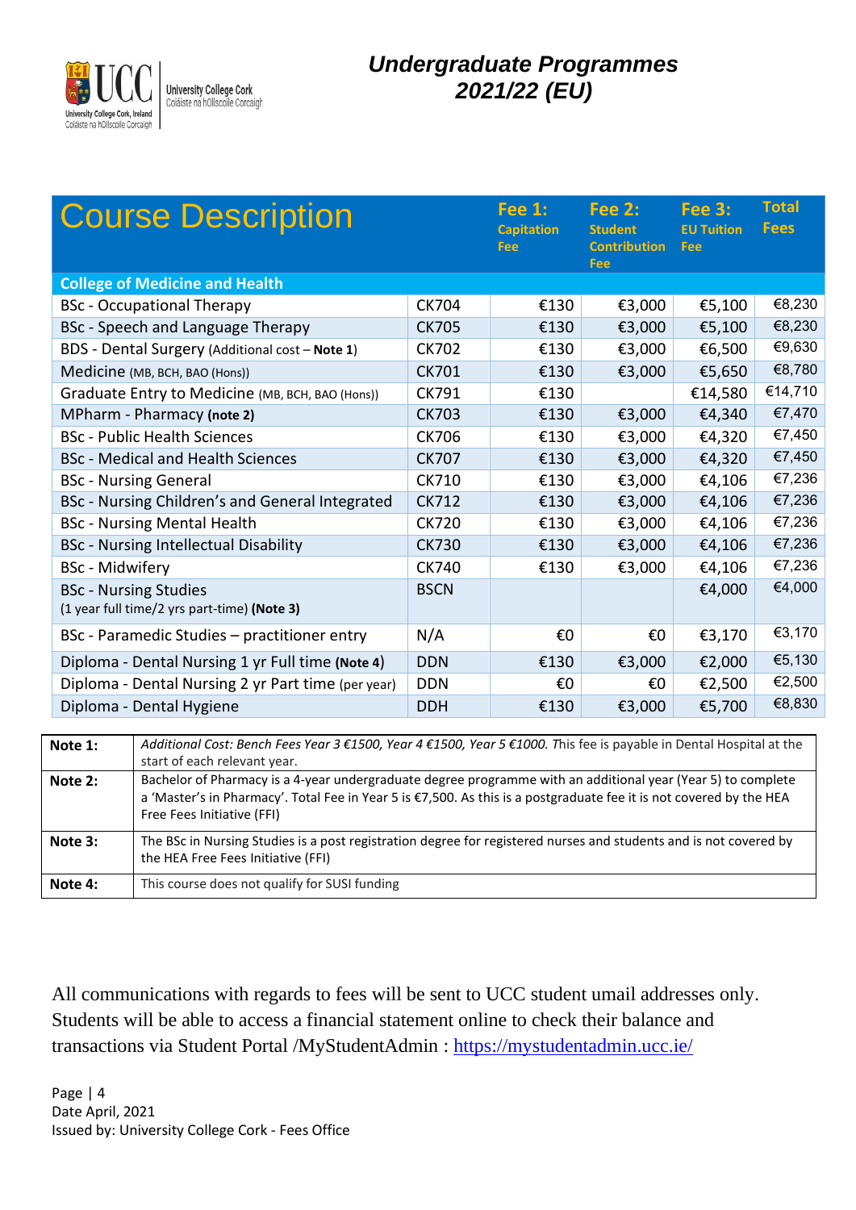University College Cork
Coláiste na hOllscoile Corcaigh

# *Undergraduate Programmes 2021/22 (EU)*

| Course Description | | Fee 1: Capitation Fee | Fee 2: Student Contribution Fee | Fee 3: EU Tuition Fee | Total Fees |
|---|---|---|---|---|---|
| **College of Medicine and Health** | | | | | |
| BSc - Occupational Therapy | CK704 | €130 | €3,000 | €5,100 | €8,230 |
| BSc - Speech and Language Therapy | CK705 | €130 | €3,000 | €5,100 | €8,230 |
| BDS - Dental Surgery (Additional cost – **Note 1**) | CK702 | €130 | €3,000 | €6,500 | €9,630 |
| Medicine (MB, BCH, BAO (Hons)) | CK701 | €130 | €3,000 | €5,650 | €8,780 |
| Graduate Entry to Medicine (MB, BCH, BAO (Hons)) | CK791 | €130 | | €14,580 | €14,710 |
| MPharm - Pharmacy **(note 2)** | CK703 | €130 | €3,000 | €4,340 | €7,470 |
| BSc - Public Health Sciences | CK706 | €130 | €3,000 | €4,320 | €7,450 |
| BSc - Medical and Health Sciences | CK707 | €130 | €3,000 | €4,320 | €7,450 |
| BSc - Nursing General | CK710 | €130 | €3,000 | €4,106 | €7,236 |
| BSc - Nursing Children's and General Integrated | CK712 | €130 | €3,000 | €4,106 | €7,236 |
| BSc - Nursing Mental Health | CK720 | €130 | €3,000 | €4,106 | €7,236 |
| BSc - Nursing Intellectual Disability | CK730 | €130 | €3,000 | €4,106 | €7,236 |
| BSc - Midwifery | CK740 | €130 | €3,000 | €4,106 | €7,236 |
| BSc - Nursing Studies (1 year full time/2 yrs part-time) **(Note 3)** | BSCN | | | €4,000 | €4,000 |
| BSc - Paramedic Studies – practitioner entry | N/A | €0 | €0 | €3,170 | €3,170 |
| Diploma - Dental Nursing 1 yr Full time **(Note 4)** | DDN | €130 | €3,000 | €2,000 | €5,130 |
| Diploma - Dental Nursing 2 yr Part time (per year) | DDN | €0 | €0 | €2,500 | €2,500 |
| Diploma - Dental Hygiene | DDH | €130 | €3,000 | €5,700 | €8,830 |

| | |
|---|---|
| **Note 1:** | *Additional Cost: Bench Fees Year 3 €1500, Year 4 €1500, Year 5 €1000.* This fee is payable in Dental Hospital at the start of each relevant year. |
| **Note 2:** | Bachelor of Pharmacy is a 4-year undergraduate degree programme with an additional year (Year 5) to complete a 'Master's in Pharmacy'. Total Fee in Year 5 is €7,500. As this is a postgraduate fee it is not covered by the HEA Free Fees Initiative (FFI) |
| **Note 3:** | The BSc in Nursing Studies is a post registration degree for registered nurses and students and is not covered by the HEA Free Fees Initiative (FFI) |
| **Note 4:** | This course does not qualify for SUSI funding |

All communications with regards to fees will be sent to UCC student umail addresses only. Students will be able to access a financial statement online to check their balance and transactions via Student Portal /MyStudentAdmin : https://mystudentadmin.ucc.ie/

Date April, 2021
Issued by: University College Cork - Fees Office